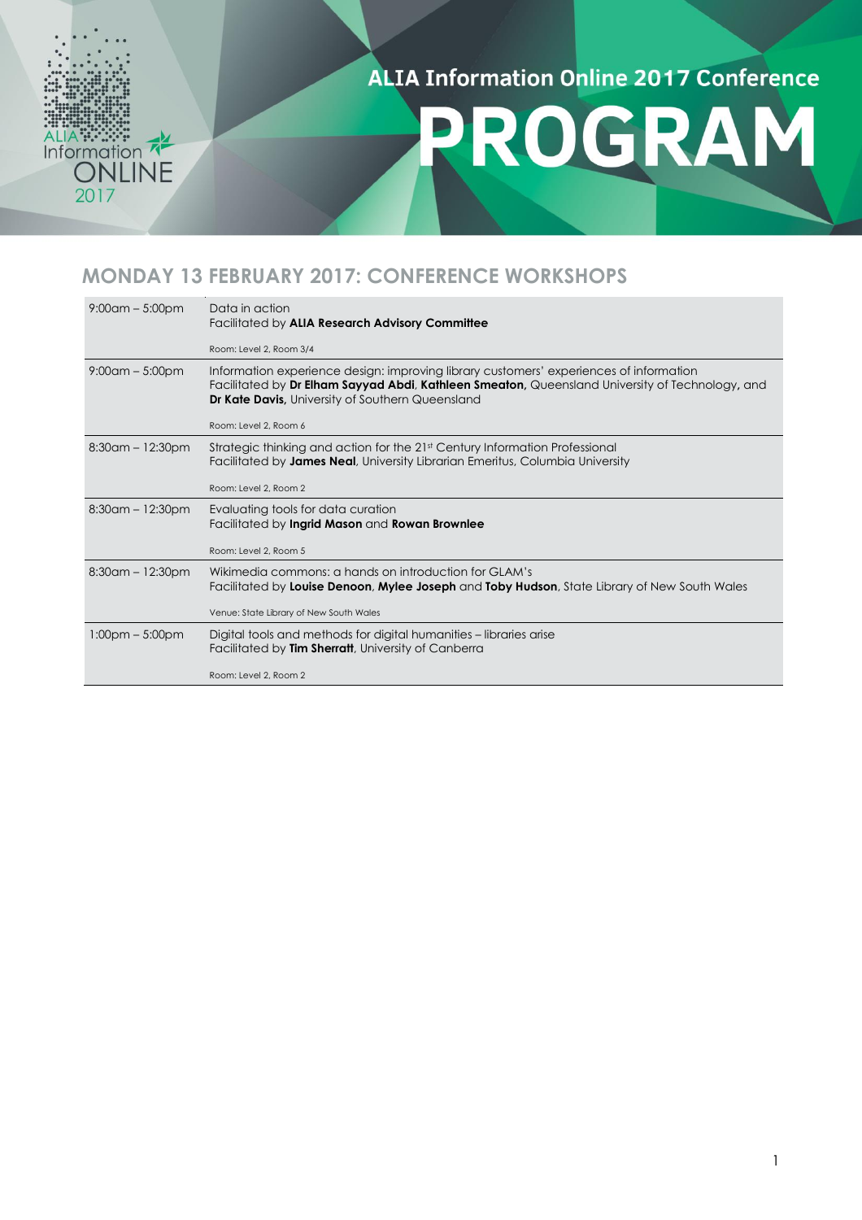ALIA Information Online 2017 Conference

# PROGRAM

## MONDAY 13 FEBRUARY 2017: CONFERENCE WORKSHOPS

| | |
|---|---|
| 9:00am – 5:00pm | Data in action<br>Facilitated by **ALIA Research Advisory Committee**<br><br>Room: Level 2, Room 3/4 |
| 9:00am – 5:00pm | Information experience design: improving library customers' experiences of information<br>Facilitated by **Dr Elham Sayyad Abdi**, **Kathleen Smeaton,** Queensland University of Technology, and **Dr Kate Davis,** University of Southern Queensland<br><br>Room: Level 2, Room 6 |
| 8:30am – 12:30pm | Strategic thinking and action for the 21st Century Information Professional<br>Facilitated by **James Neal**, University Librarian Emeritus, Columbia University<br><br>Room: Level 2, Room 2 |
| 8:30am – 12:30pm | Evaluating tools for data curation<br>Facilitated by **Ingrid Mason** and **Rowan Brownlee**<br><br>Room: Level 2, Room 5 |
| 8:30am – 12:30pm | Wikimedia commons: a hands on introduction for GLAM's<br>Facilitated by **Louise Denoon**, **Mylee Joseph** and **Toby Hudson**, State Library of New South Wales<br><br>Venue: State Library of New South Wales |
| 1:00pm – 5:00pm | Digital tools and methods for digital humanities – libraries arise<br>Facilitated by **Tim Sherratt**, University of Canberra<br><br>Room: Level 2, Room 2 |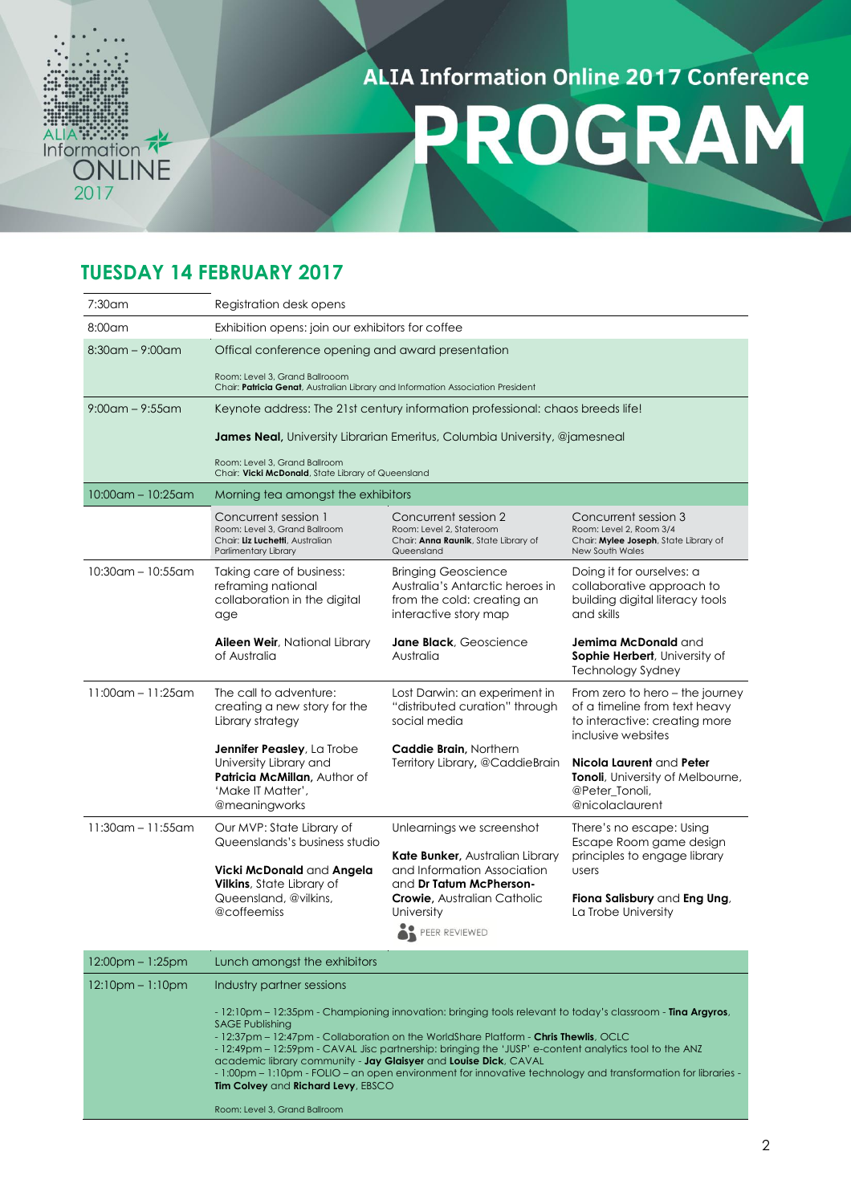ALIA Information Online 2017 Conference

# PROGRAM

## TUESDAY 14 FEBRUARY 2017

| Time | | | |
|---|---|---|---|
| 7:30am | Registration desk opens | | |
| 8:00am | Exhibition opens: join our exhibitors for coffee | | |
| 8:30am – 9:00am | Offical conference opening and award presentation<br><br>Room: Level 3, Grand Ballroom<br>Chair: **Patricia Genat**, Australian Library and Information Association President | | |
| 9:00am – 9:55am | Keynote address: The 21st century information professional: chaos breeds life!<br><br>**James Neal,** University Librarian Emeritus, Columbia University, @jamesneal<br><br>Room: Level 3, Grand Ballroom<br>Chair: **Vicki McDonald**, State Library of Queensland | | |
| 10:00am – 10:25am | Morning tea amongst the exhibitors | | |
| | Concurrent session 1<br>Room: Level 3, Grand Ballroom<br>Chair: **Liz Luchetti**, Australian Parlimentary Library | Concurrent session 2<br>Room: Level 2, Stateroom<br>Chair: **Anna Raunik**, State Library of Queensland | Concurrent session 3<br>Room: Level 2, Room 3/4<br>Chair: **Mylee Joseph**, State Library of New South Wales |
| 10:30am – 10:55am | Taking care of business: reframing national collaboration in the digital age<br><br>**Aileen Weir**, National Library of Australia | Bringing Geoscience Australia's Antarctic heroes in from the cold: creating an interactive story map<br><br>**Jane Black**, Geoscience Australia | Doing it for ourselves: a collaborative approach to building digital literacy tools and skills<br><br>**Jemima McDonald** and **Sophie Herbert**, University of Technology Sydney |
| 11:00am – 11:25am | The call to adventure: creating a new story for the Library strategy<br><br>**Jennifer Peasley**, La Trobe University Library and **Patricia McMillan,** Author of 'Make IT Matter', @meaningworks | Lost Darwin: an experiment in "distributed curation" through social media<br><br>**Caddie Brain,** Northern Territory Library, @CaddieBrain | From zero to hero – the journey of a timeline from text heavy to interactive: creating more inclusive websites<br><br>**Nicola Laurent** and **Peter Tonoli**, University of Melbourne, @Peter_Tonoli, @nicolaclaurent |
| 11:30am – 11:55am | Our MVP: State Library of Queenslands's business studio<br><br>**Vicki McDonald** and **Angela Vilkins**, State Library of Queensland, @vilkins, @coffeemiss | Unlearnings we screenshot<br><br>**Kate Bunker,** Australian Library and Information Association and **Dr Tatum McPherson-Crowie,** Australian Catholic University<br><br>PEER REVIEWED | There's no escape: Using Escape Room game design principles to engage library users<br><br>**Fiona Salisbury** and **Eng Ung**, La Trobe University |
| 12:00pm – 1:25pm | Lunch amongst the exhibitors | | |
| 12:10pm – 1:10pm | Industry partner sessions<br><br>- 12:10pm – 12:35pm - Championing innovation: bringing tools relevant to today's classroom - **Tina Argyros**, SAGE Publishing<br>- 12:37pm – 12:47pm - Collaboration on the WorldShare Platform - **Chris Thewlis**, OCLC<br>- 12:49pm – 12:59pm - CAVAL Jisc partnership: bringing the 'JUSP' e-content analytics tool to the ANZ academic library community - **Jay Glaisyer** and **Louise Dick**, CAVAL<br>- 1:00pm – 1:10pm - FOLIO – an open environment for innovative technology and transformation for libraries - **Tim Colvey** and **Richard Levy**, EBSCO<br><br>Room: Level 3, Grand Ballroom | | |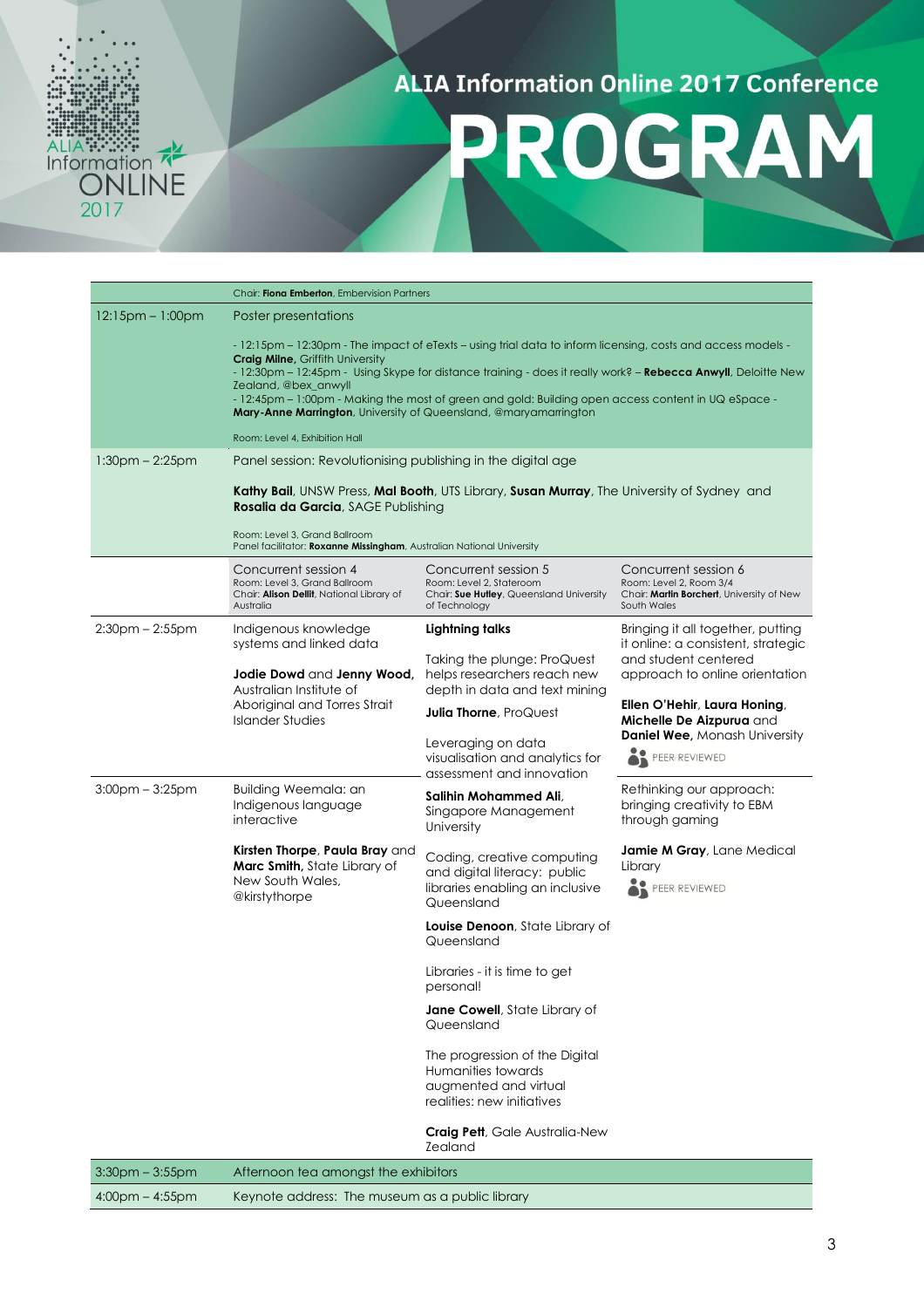# ALIA Information Online 2017 Conference

# PROGRAM

| | | | |
|---|---|---|---|
| | Chair: **Fiona Emberton**, Embervision Partners | | |
| 12:15pm – 1:00pm | Poster presentations<br><br>- 12:15pm – 12:30pm - The impact of eTexts – using trial data to inform licensing, costs and access models - **Craig Milne,** Griffith University<br>- 12:30pm – 12:45pm - Using Skype for distance training - does it really work? – **Rebecca Anwyll**, Deloitte New Zealand, @bex_anwyll<br>- 12:45pm – 1:00pm - Making the most of green and gold: Building open access content in UQ eSpace - **Mary-Anne Marrington**, University of Queensland, @maryamarrington<br><br>Room: Level 4, Exhibition Hall | | |
| 1:30pm – 2:25pm | Panel session: Revolutionising publishing in the digital age<br><br>**Kathy Bail**, UNSW Press, **Mal Booth**, UTS Library, **Susan Murray**, The University of Sydney and **Rosalia da Garcia**, SAGE Publishing<br><br>Room: Level 3, Grand Ballroom<br>Panel facilitator: **Roxanne Missingham**, Australian National University | | |
| | Concurrent session 4<br>Room: Level 3, Grand Ballroom<br>Chair: **Alison Dellit**, National Library of Australia | Concurrent session 5<br>Room: Level 2, Stateroom<br>Chair: **Sue Hutley**, Queensland University of Technology | Concurrent session 6<br>Room: Level 2, Room 3/4<br>Chair: **Martin Borchert**, University of New South Wales |
| 2:30pm – 2:55pm | Indigenous knowledge systems and linked data<br><br>**Jodie Dowd** and **Jenny Wood,** Australian Institute of Aboriginal and Torres Strait Islander Studies | **Lightning talks**<br><br>Taking the plunge: ProQuest helps researchers reach new depth in data and text mining<br><br>**Julia Thorne**, ProQuest<br><br>Leveraging on data visualisation and analytics for assessment and innovation<br><br>**Salihin Mohammed Ali**, Singapore Management University<br><br>Coding, creative computing and digital literacy: public libraries enabling an inclusive Queensland<br><br>**Louise Denoon**, State Library of Queensland<br><br>Libraries - it is time to get personal!<br><br>**Jane Cowell**, State Library of Queensland<br><br>The progression of the Digital Humanities towards augmented and virtual realities: new initiatives<br><br>**Craig Pett**, Gale Australia-New Zealand | Bringing it all together, putting it online: a consistent, strategic and student centered approach to online orientation<br><br>**Ellen O'Hehir**, **Laura Honing**, **Michelle De Aizpurua** and **Daniel Wee,** Monash University<br><br>PEER REVIEWED |
| 3:00pm – 3:25pm | Building Weemala: an Indigenous language interactive<br><br>**Kirsten Thorpe**, **Paula Bray** and **Marc Smith,** State Library of New South Wales, @kirstythorpe | | Rethinking our approach: bringing creativity to EBM through gaming<br><br>**Jamie M Gray**, Lane Medical Library<br><br>PEER REVIEWED |
| 3:30pm – 3:55pm | Afternoon tea amongst the exhibitors | | |
| 4:00pm – 4:55pm | Keynote address: The museum as a public library | | |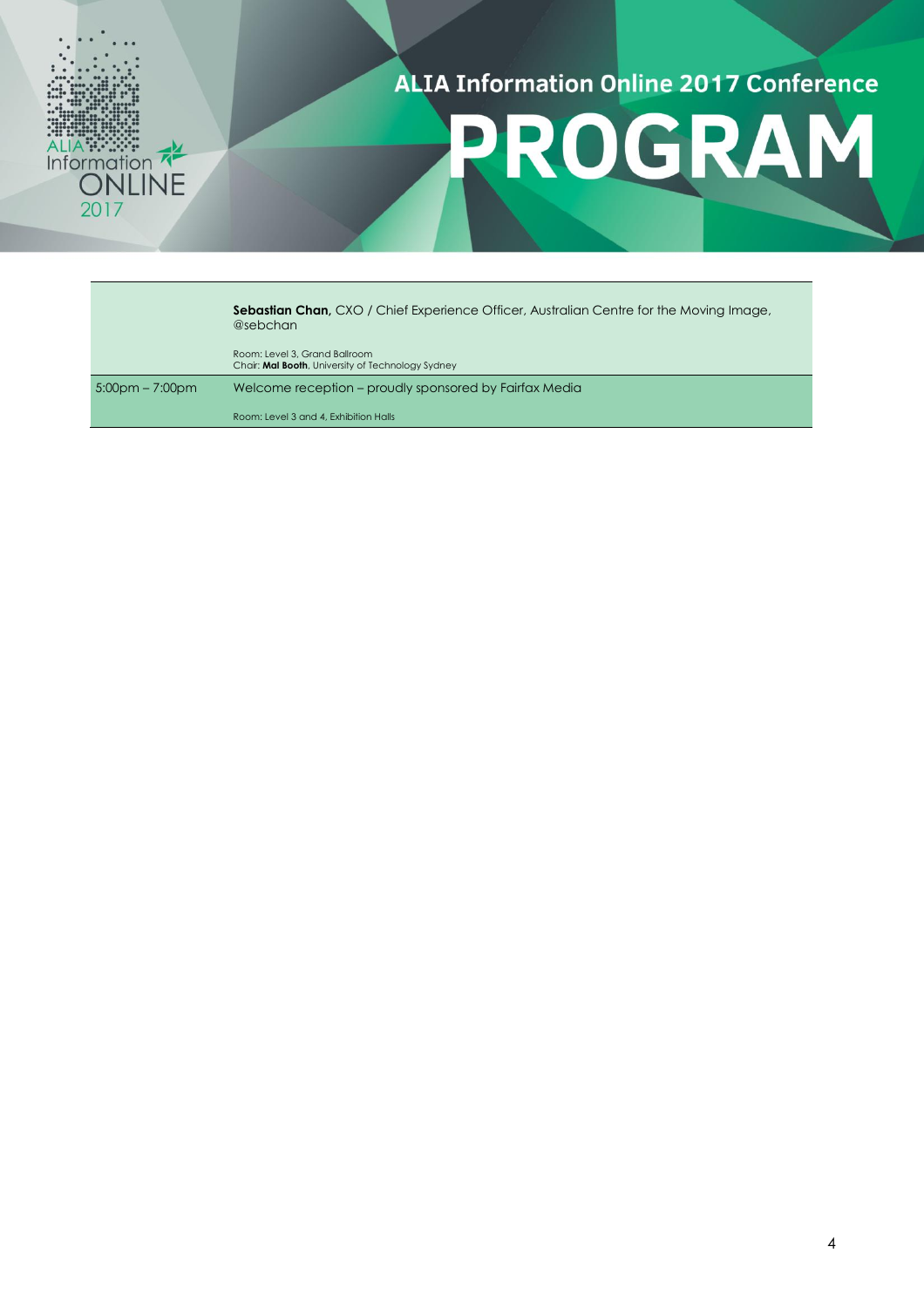| | |
|---|---|
| | **Sebastian Chan,** CXO / Chief Experience Officer, Australian Centre for the Moving Image, @sebchan<br><br>Room: Level 3, Grand Ballroom<br>Chair: **Mal Booth**, University of Technology Sydney |
| 5:00pm – 7:00pm | Welcome reception – proudly sponsored by Fairfax Media<br><br>Room: Level 3 and 4, Exhibition Halls |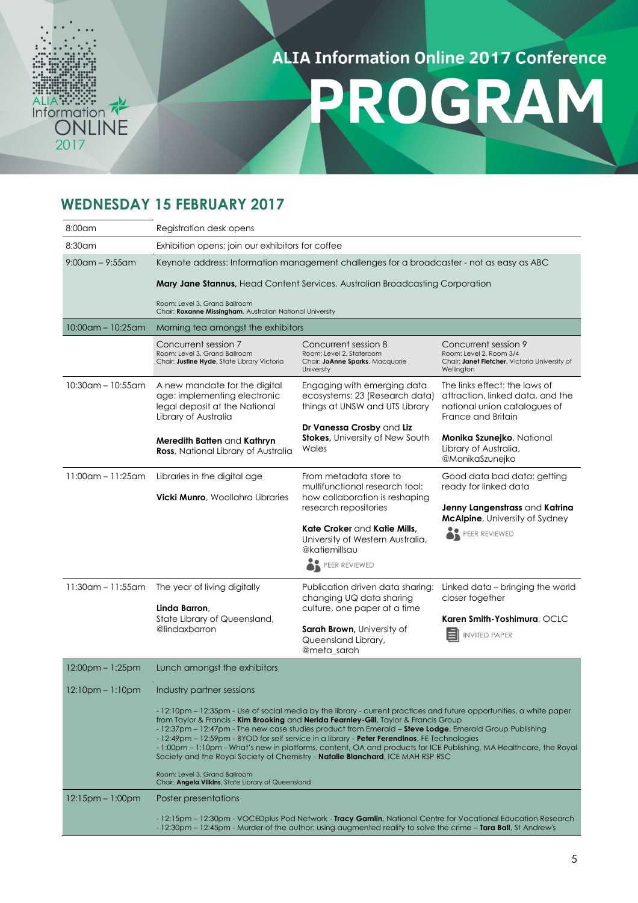# ALIA Information Online 2017 Conference

# PROGRAM

## WEDNESDAY 15 FEBRUARY 2017

| | | | |
|---|---|---|---|
| 8:00am | Registration desk opens | | |
| 8:30am | Exhibition opens: join our exhibitors for coffee | | |
| 9:00am – 9:55am | Keynote address: Information management challenges for a broadcaster - not as easy as ABC<br><br>**Mary Jane Stannus,** Head Content Services, Australian Broadcasting Corporation<br><br>Room: Level 3, Grand Ballroom<br>Chair: **Roxanne Missingham**, Australian National University | | |
| 10:00am – 10:25am | Morning tea amongst the exhibitors | | |
| | Concurrent session 7<br>Room: Level 3, Grand Ballroom<br>Chair: **Justine Hyde,** State Library Victoria | Concurrent session 8<br>Room: Level 2, Stateroom<br>Chair: **JoAnne Sparks**, Macquarie University | Concurrent session 9<br>Room: Level 2, Room 3/4<br>Chair: **Janet Fletcher**, Victoria University of Wellington |
| 10:30am – 10:55am | A new mandate for the digital age: implementing electronic legal deposit at the National Library of Australia<br><br>**Meredith Batten** and **Kathryn Ross**, National Library of Australia | Engaging with emerging data ecosystems: 23 (Research data) things at UNSW and UTS Library<br><br>**Dr Vanessa Crosby** and **Liz Stokes,** University of New South Wales | The links effect: the laws of attraction, linked data, and the national union catalogues of France and Britain<br><br>**Monika Szunejko**, National Library of Australia, @MonikaSzunejko |
| 11:00am – 11:25am | Libraries in the digital age<br><br>**Vicki Munro**, Woollahra Libraries | From metadata store to multifunctional research tool: how collaboration is reshaping research repositories<br><br>**Kate Croker** and **Katie Mills,** University of Western Australia, @katiemillsau<br><br>PEER REVIEWED | Good data bad data: getting ready for linked data<br><br>**Jenny Langenstrass** and **Katrina McAlpine**, University of Sydney<br><br>PEER REVIEWED |
| 11:30am – 11:55am | The year of living digitally<br><br>**Linda Barron**, State Library of Queensland, @lindaxbarron | Publication driven data sharing: changing UQ data sharing culture, one paper at a time<br><br>**Sarah Brown,** University of Queensland Library, @meta_sarah | Linked data – bringing the world closer together<br><br>**Karen Smith-Yoshimura**, OCLC<br><br>INVITED PAPER |
| 12:00pm – 1:25pm | Lunch amongst the exhibitors | | |
| 12:10pm – 1:10pm | Industry partner sessions<br><br>- 12:10pm – 12:35pm - Use of social media by the library - current practices and future opportunities, a white paper from Taylor & Francis - **Kim Brooking** and **Nerida Fearnley-Gill**, Taylor & Francis Group<br>- 12:37pm – 12:47pm - The new case studies product from Emerald – **Steve Lodge**, Emerald Group Publishing<br>- 12:49pm – 12:59pm - BYOD for self service in a library - **Peter Ferendinos**, FE Technologies<br>- 1:00pm – 1:10pm - What's new in platforms, content, OA and products for ICE Publishing, MA Healthcare, the Royal Society and the Royal Society of Chemistry - **Natalie Blanchard**, ICE MAH RSP RSC<br><br>Room: Level 3, Grand Ballroom<br>Chair: **Angela Vilkins**, State Library of Queensland | | |
| 12:15pm – 1:00pm | Poster presentations<br><br>- 12:15pm – 12:30pm - VOCEDplus Pod Network - **Tracy Gamlin**, National Centre for Vocational Education Research<br>- 12:30pm – 12:45pm - Murder of the author: using augmented reality to solve the crime – **Tara Ball**, St Andrew's | | |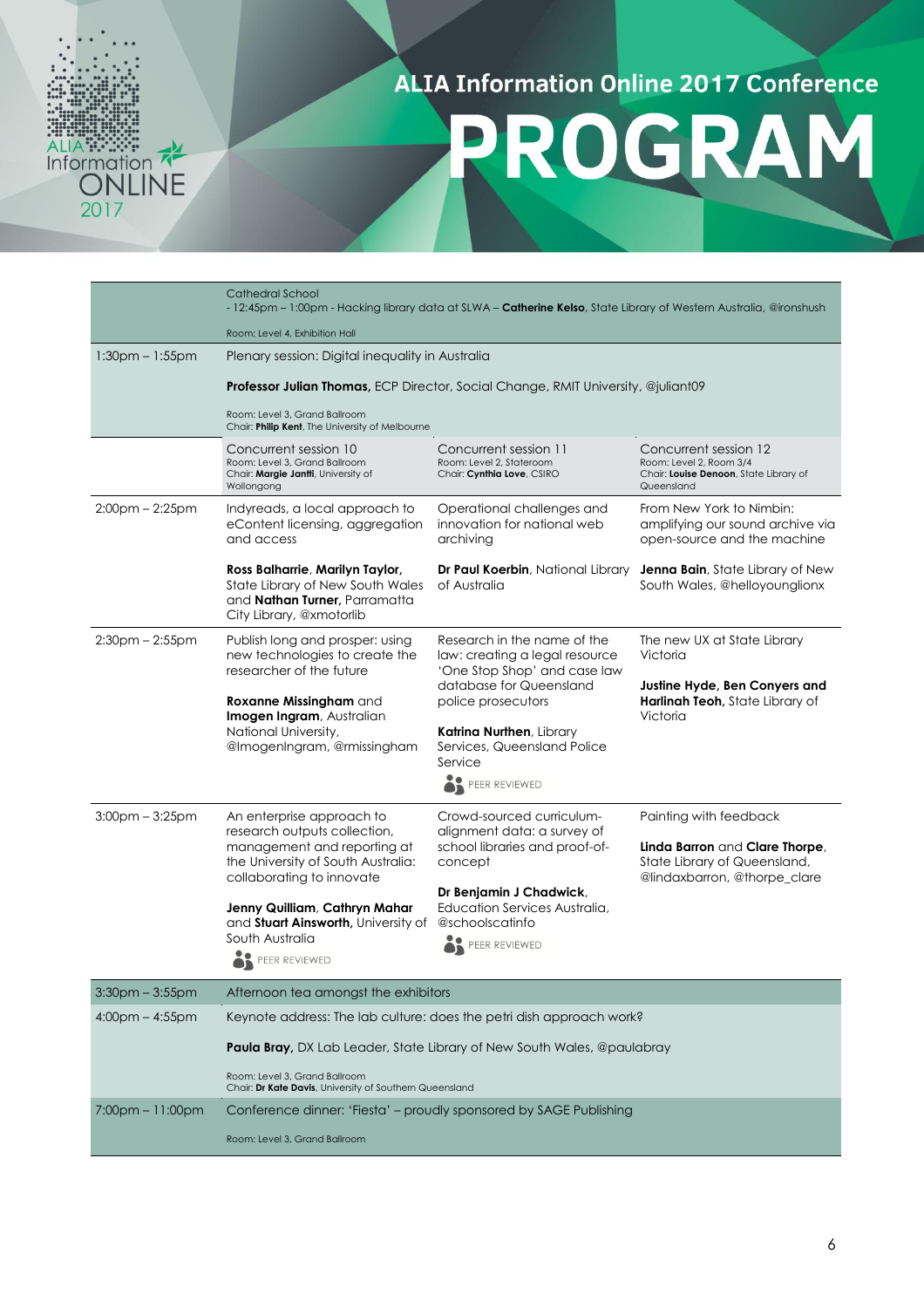# ALIA Information Online 2017 Conference

# PROGRAM

| | | | |
|---|---|---|---|
| | Cathedral School<br>- 12:45pm – 1:00pm - Hacking library data at SLWA – **Catherine Kelso**, State Library of Western Australia, @ironshush<br><br>Room: Level 4, Exhibition Hall | | |
| 1:30pm – 1:55pm | Plenary session: Digital inequality in Australia<br><br>**Professor Julian Thomas,** ECP Director, Social Change, RMIT University, @juliant09<br><br>Room: Level 3, Grand Ballroom<br>Chair: **Philip Kent**, The University of Melbourne | | |
| | Concurrent session 10<br>Room: Level 3, Grand Ballroom<br>Chair: **Margie Jantti**, University of Wollongong | Concurrent session 11<br>Room: Level 2, Stateroom<br>Chair: **Cynthia Love**, CSIRO | Concurrent session 12<br>Room: Level 2, Room 3/4<br>Chair: **Louise Denoon**, State Library of Queensland |
| 2:00pm – 2:25pm | Indyreads, a local approach to eContent licensing, aggregation and access<br><br>**Ross Balharrie**, **Marilyn Taylor,** State Library of New South Wales and **Nathan Turner,** Parramatta City Library, @xmotorlib | Operational challenges and innovation for national web archiving<br><br>**Dr Paul Koerbin**, National Library of Australia | From New York to Nimbin: amplifying our sound archive via open-source and the machine<br><br>**Jenna Bain**, State Library of New South Wales, @helloyounglionx |
| 2:30pm – 2:55pm | Publish long and prosper: using new technologies to create the researcher of the future<br><br>**Roxanne Missingham** and **Imogen Ingram**, Australian National University, @ImogenIngram, @rmissingham | Research in the name of the law: creating a legal resource 'One Stop Shop' and case law database for Queensland police prosecutors<br><br>**Katrina Nurthen**, Library Services, Queensland Police Service<br><br>PEER REVIEWED | The new UX at State Library Victoria<br><br>**Justine Hyde, Ben Conyers and Harlinah Teoh,** State Library of Victoria |
| 3:00pm – 3:25pm | An enterprise approach to research outputs collection, management and reporting at the University of South Australia: collaborating to innovate<br><br>**Jenny Quilliam**, **Cathryn Mahar** and **Stuart Ainsworth,** University of South Australia<br><br>PEER REVIEWED | Crowd-sourced curriculum-alignment data: a survey of school libraries and proof-of-concept<br><br>**Dr Benjamin J Chadwick**, Education Services Australia, @schoolscatinfo<br><br>PEER REVIEWED | Painting with feedback<br><br>**Linda Barron** and **Clare Thorpe**, State Library of Queensland, @lindaxbarron, @thorpe_clare |
| 3:30pm – 3:55pm | Afternoon tea amongst the exhibitors | | |
| 4:00pm – 4:55pm | Keynote address: The lab culture: does the petri dish approach work?<br><br>**Paula Bray,** DX Lab Leader, State Library of New South Wales, @paulabray<br><br>Room: Level 3, Grand Ballroom<br>Chair: **Dr Kate Davis**, University of Southern Queensland | | |
| 7:00pm – 11:00pm | Conference dinner: 'Fiesta' – proudly sponsored by SAGE Publishing<br><br>Room: Level 3, Grand Ballroom | | |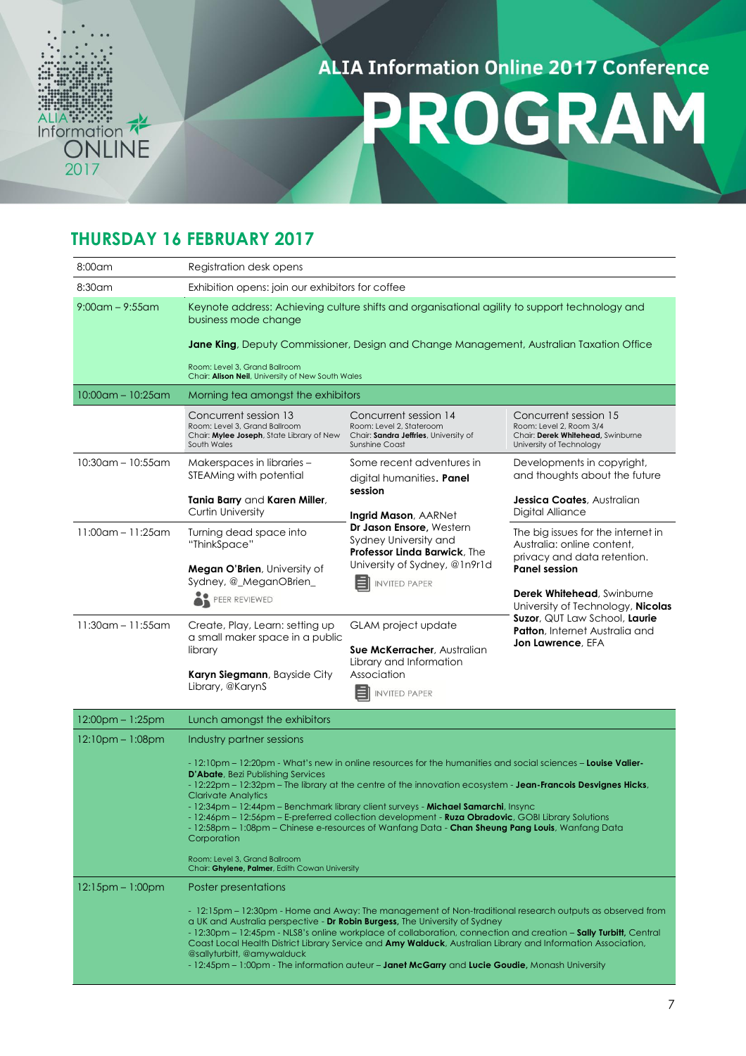ALIA Information Online 2017 Conference

# PROGRAM

## THURSDAY 16 FEBRUARY 2017

| | | | |
|---|---|---|---|
| 8:00am | Registration desk opens | | |
| 8:30am | Exhibition opens: join our exhibitors for coffee | | |
| 9:00am – 9:55am | Keynote address: Achieving culture shifts and organisational agility to support technology and business mode change<br><br>**Jane King**, Deputy Commissioner, Design and Change Management, Australian Taxation Office<br><br>Room: Level 3, Grand Ballroom<br>Chair: **Alison Neil**, University of New South Wales | | |
| 10:00am – 10:25am | Morning tea amongst the exhibitors | | |
| | Concurrent session 13<br>Room: Level 3, Grand Ballroom<br>Chair: **Mylee Joseph**, State Library of New South Wales | Concurrent session 14<br>Room: Level 2, Stateroom<br>Chair: **Sandra Jeffries**, University of Sunshine Coast | Concurrent session 15<br>Room: Level 2, Room 3/4<br>Chair: **Derek Whitehead**, Swinburne University of Technology |
| 10:30am – 10:55am | Makerspaces in libraries – STEAMing with potential<br><br>**Tania Barry** and **Karen Miller**, Curtin University | Some recent adventures in digital humanities. **Panel session**<br><br>**Ingrid Mason**, AARNet<br>**Dr Jason Ensore**, Western Sydney University and **Professor Linda Barwick**, The University of Sydney, @1n9r1d<br><br>INVITED PAPER | Developments in copyright, and thoughts about the future<br><br>**Jessica Coates**, Australian Digital Alliance |
| 11:00am – 11:25am | Turning dead space into "ThinkSpace"<br><br>**Megan O'Brien**, University of Sydney, @_MeganOBrien_<br><br>PEER REVIEWED | | The big issues for the internet in Australia: online content, privacy and data retention. **Panel session**<br><br>**Derek Whitehead**, Swinburne University of Technology, **Nicolas Suzor**, QUT Law School, **Laurie Patton**, Internet Australia and **Jon Lawrence**, EFA |
| 11:30am – 11:55am | Create, Play, Learn: setting up a small maker space in a public library<br><br>**Karyn Siegmann**, Bayside City Library, @KarynS | GLAM project update<br><br>**Sue McKerracher**, Australian Library and Information Association<br><br>INVITED PAPER | |
| 12:00pm – 1:25pm | Lunch amongst the exhibitors | | |
| 12:10pm – 1:08pm | Industry partner sessions<br><br>- 12:10pm – 12:20pm - What's new in online resources for the humanities and social sciences – **Louise Valler-D'Abate**, Bezi Publishing Services<br>- 12:22pm – 12:32pm – The library at the centre of the innovation ecosystem - **Jean-Francois Desvignes Hicks**, Clarivate Analytics<br>- 12:34pm – 12:44pm – Benchmark library client surveys - **Michael Samarchi**, Insync<br>- 12:46pm – 12:56pm – E-preferred collection development - **Ruza Obradovic**, GOBI Library Solutions<br>- 12:58pm – 1:08pm – Chinese e-resources of Wanfang Data - **Chan Sheung Pang Louis**, Wanfang Data Corporation<br><br>Room: Level 3, Grand Ballroom<br>Chair: **Ghylene, Palmer**, Edith Cowan University | | |
| 12:15pm – 1:00pm | Poster presentations<br><br>- 12:15pm – 12:30pm - Home and Away: The management of Non-traditional research outputs as observed from a UK and Australia perspective - **Dr Robin Burgess,** The University of Sydney<br>- 12:30pm – 12:45pm - NLS8's online workplace of collaboration, connection and creation – **Sally Turbitt,** Central Coast Local Health District Library Service and **Amy Walduck**, Australian Library and Information Association, @sallyturbitt, @amywalduck<br>- 12:45pm – 1:00pm - The information auteur – **Janet McGarry** and **Lucie Goudie,** Monash University | | |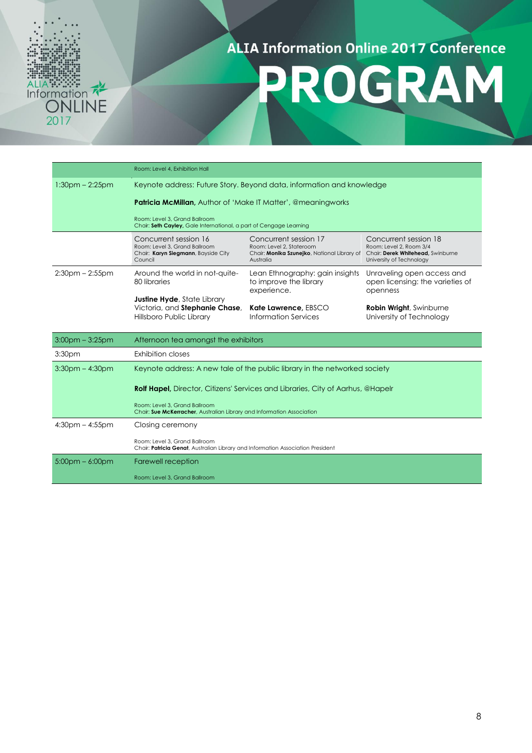# ALIA Information Online 2017 Conference

# PROGRAM

| | | | |
|---|---|---|---|
| | Room: Level 4, Exhibition Hall | | |
| 1:30pm – 2:25pm | Keynote address: Future Story. Beyond data, information and knowledge<br><br>**Patricia McMillan,** Author of 'Make IT Matter', @meaningworks<br><br>Room: Level 3, Grand Ballroom<br>Chair: **Seth Cayley,** Gale International, a part of Cengage Learning | | |
| | Concurrent session 16<br>Room: Level 3, Grand Ballroom<br>Chair: **Karyn Siegmann**, Bayside City Council | Concurrent session 17<br>Room: Level 2, Stateroom<br>Chair: **Monika Szunejko**, National Library of Australia | Concurrent session 18<br>Room: Level 2, Room 3/4<br>Chair: **Derek Whitehead,** Swinburne University of Technology |
| 2:30pm – 2:55pm | Around the world in not-quite-80 libraries<br><br>**Justine Hyde**, State Library Victoria, and **Stephanie Chase**, Hillsboro Public Library | Lean Ethnography: gain insights to improve the library experience.<br><br>**Kate Lawrence,** EBSCO Information Services | Unraveling open access and open licensing: the varieties of openness<br><br>**Robin Wright**, Swinburne University of Technology |
| 3:00pm – 3:25pm | Afternoon tea amongst the exhibitors | | |
| 3:30pm | Exhibition closes | | |
| 3:30pm – 4:30pm | Keynote address: A new tale of the public library in the networked society<br><br>**Rolf Hapel,** Director, Citizens' Services and Libraries, City of Aarhus, @Hapelr<br><br>Room: Level 3, Grand Ballroom<br>Chair: **Sue McKerracher**, Australian Library and Information Association | | |
| 4:30pm – 4:55pm | Closing ceremony<br><br>Room: Level 3, Grand Ballroom<br>Chair: **Patricia Genat**, Australian Library and Information Association President | | |
| 5:00pm – 6:00pm | Farewell reception<br><br>Room: Level 3, Grand Ballroom | | |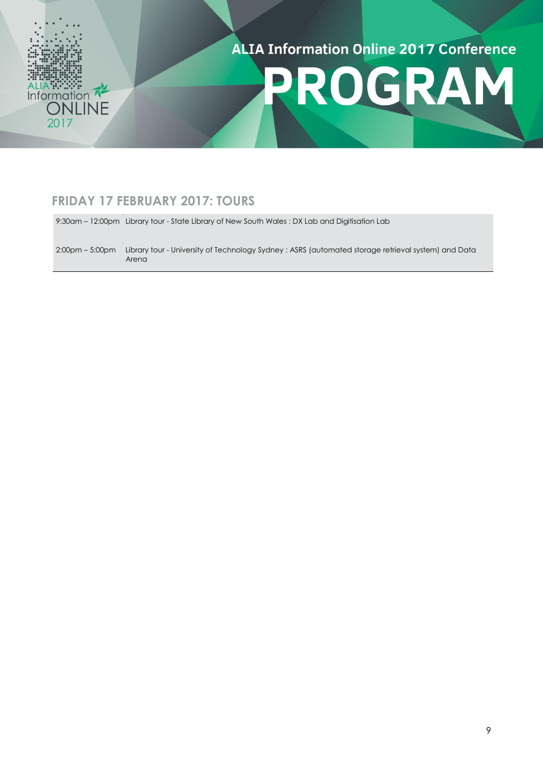# ALIA Information Online 2017 Conference

# PROGRAM

## FRIDAY 17 FEBRUARY 2017: TOURS

| | |
|---|---|
| 9:30am – 12:00pm | Library tour - State Library of New South Wales : DX Lab and Digitisation Lab |
| 2:00pm – 5:00pm | Library tour - University of Technology Sydney : ASRS (automated storage retrieval system) and Data Arena |